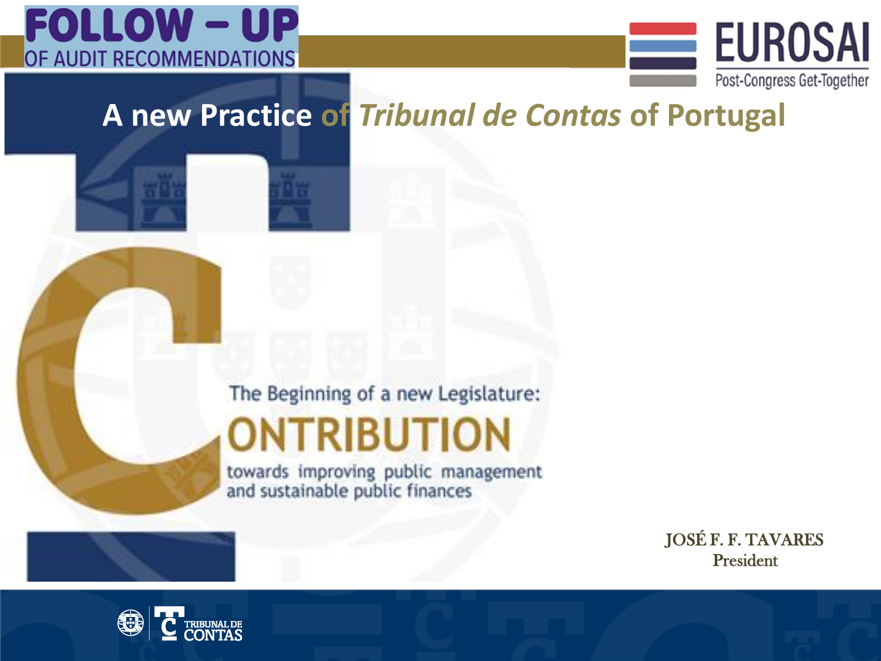# FOLLOW – UP

OF AUDIT RECOMMENDATIONS

EUROSAI

Post-Congress Get-Together

## A new Practice of *Tribunal de Contas* of Portugal

The Beginning of a new Legislature:

**CONTRIBUTION**

towards improving public management and sustainable public finances

JOSÉ F. F. TAVARES
President

TRIBUNAL DE CONTAS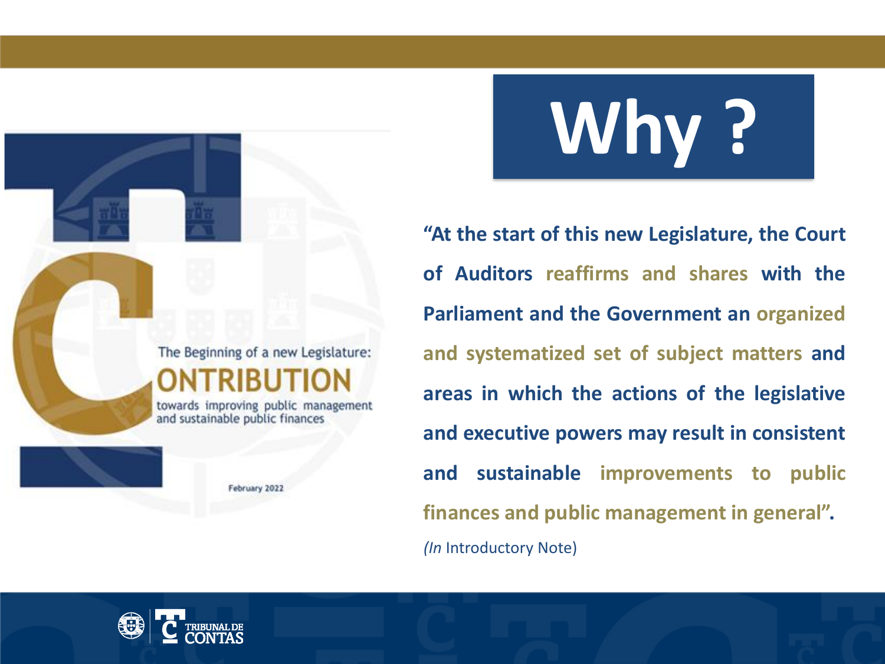The Beginning of a new Legislature:

CONTRIBUTION

towards improving public management and sustainable public finances

February 2022

# Why ?

**"At the start of this new Legislature, the Court of Auditors reaffirms and shares with the Parliament and the Government an organized and systematized set of subject matters and areas in which the actions of the legislative and executive powers may result in consistent and sustainable improvements to public finances and public management in general".**

*(In* Introductory Note)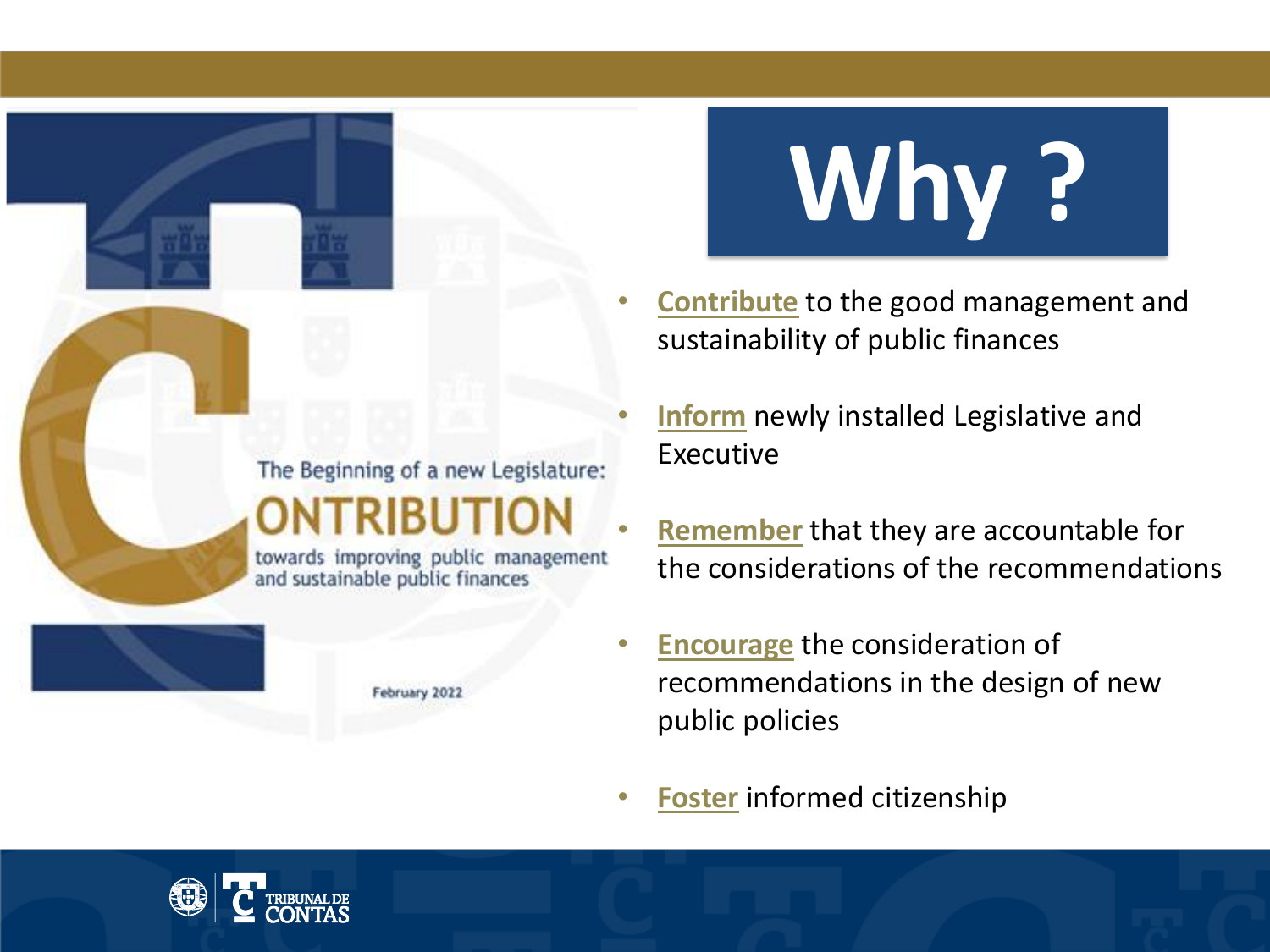The Beginning of a new Legislature:

CONTRIBUTION

towards improving public management and sustainable public finances

February 2022

# Why ?

- **Contribute** to the good management and sustainability of public finances
- **Inform** newly installed Legislative and Executive
- **Remember** that they are accountable for the considerations of the recommendations
- **Encourage** the consideration of recommendations in the design of new public policies
- **Foster** informed citizenship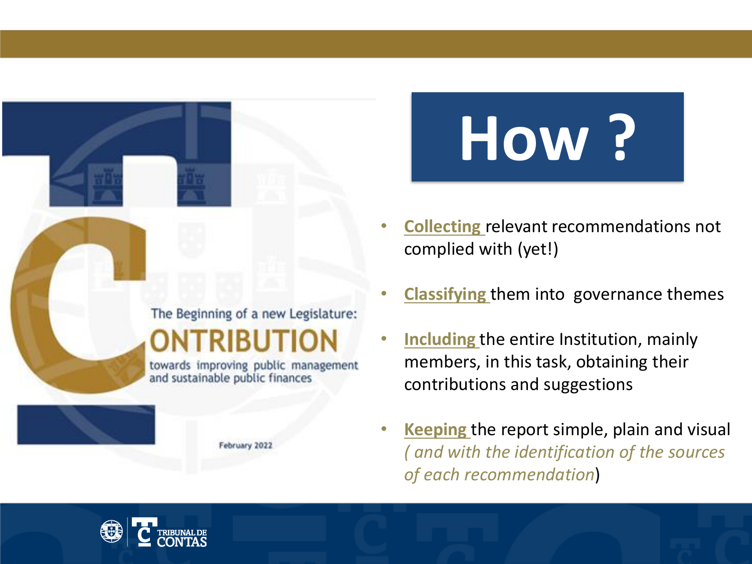The Beginning of a new Legislature:

**CONTRIBUTION**

towards improving public management and sustainable public finances

February 2022

# How ?

- **Collecting** relevant recommendations not complied with (yet!)
- **Classifying** them into governance themes
- **Including** the entire Institution, mainly members, in this task, obtaining their contributions and suggestions
- **Keeping** the report simple, plain and visual *( and with the identification of the sources of each recommendation*)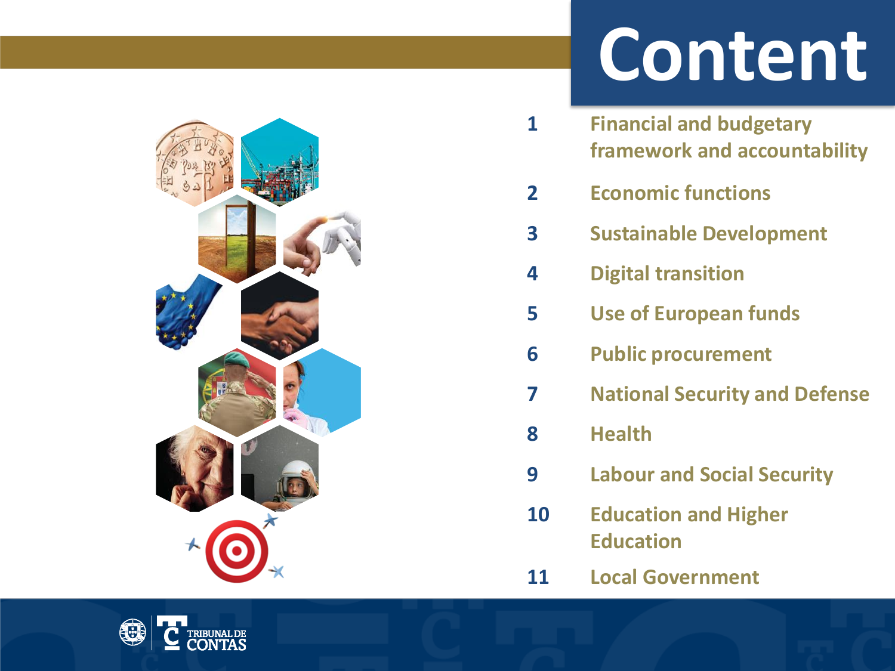# Content

1. Financial and budgetary framework and accountability
2. Economic functions
3. Sustainable Development
4. Digital transition
5. Use of European funds
6. Public procurement
7. National Security and Defense
8. Health
9. Labour and Social Security
10. Education and Higher Education
11. Local Government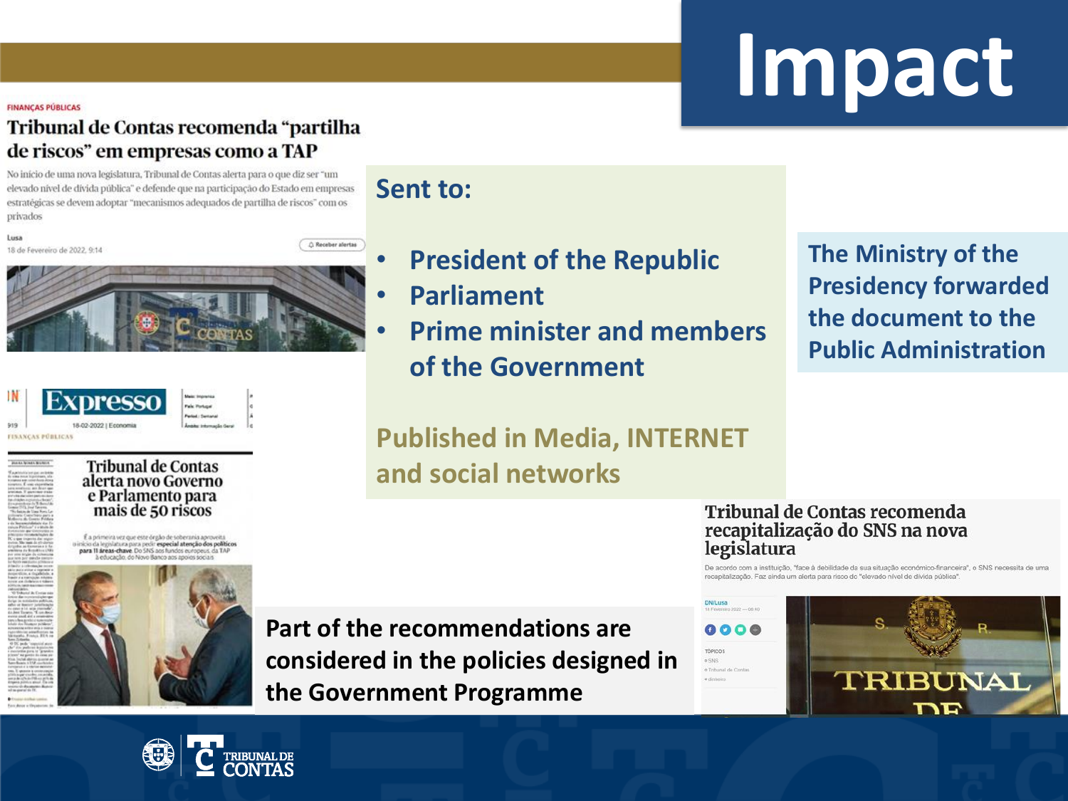# Impact

FINANÇAS PÚBLICAS

**Tribunal de Contas recomenda "partilha de riscos" em empresas como a TAP**

No início de uma nova legislatura, Tribunal de Contas alerta para o que diz ser "um elevado nível de dívida pública" e defende que na participação do Estado em empresas estratégicas se devem adoptar "mecanismos adequados de partilha de riscos" com os privados

Lusa
18 de Fevereiro de 2022, 9:14

**Sent to:**

- **President of the Republic**
- **Parliament**
- **Prime minister and members of the Government**

**Published in Media, INTERNET and social networks**

**The Ministry of the Presidency forwarded the document to the Public Administration**

Expresso
18-02-2022 | Economia

FINANÇAS PÚBLICAS

**Tribunal de Contas alerta novo Governo e Parlamento para mais de 50 riscos**

É a primeira vez que este órgão de soberania aproveita o início da legislatura para pedir **especial atenção dos políticos para 11 áreas-chave**. Do SNS aos fundos europeus, da TAP à educação, do Novo Banco aos apoios sociais

**Tribunal de Contas recomenda recapitalização do SNS na nova legislatura**

De acordo com a instituição, "face à debilidade da sua situação económico-financeira", o SNS necessita de uma recapitalização. Faz ainda um alerta para risco do "elevado nível de dívida pública".

DN/Lusa
18 Fevereiro 2022 — 08:40

**Part of the recommendations are considered in the policies designed in the Government Programme**

TRIBUNAL DE CONTAS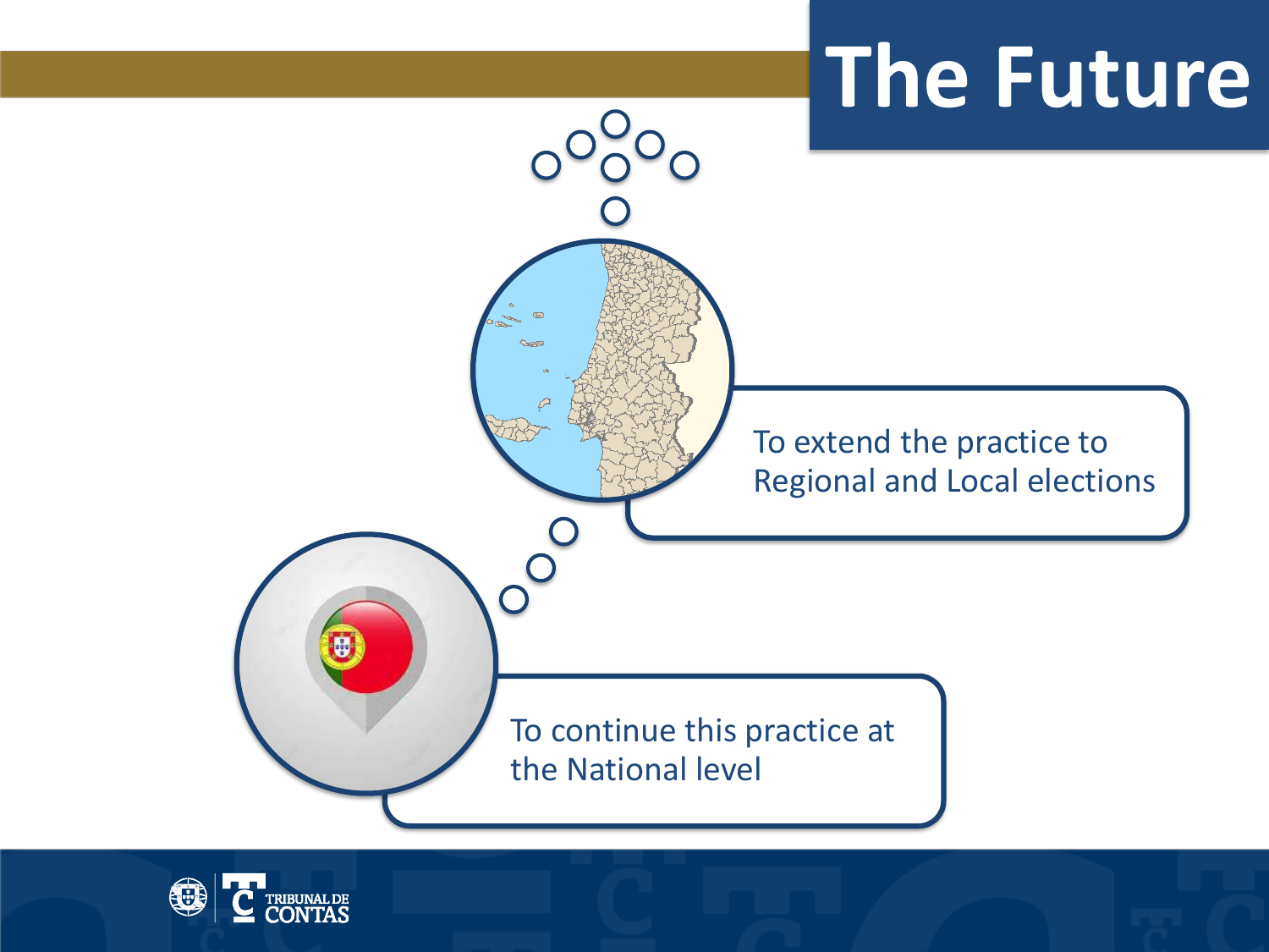# The Future

To extend the practice to Regional and Local elections

To continue this practice at the National level